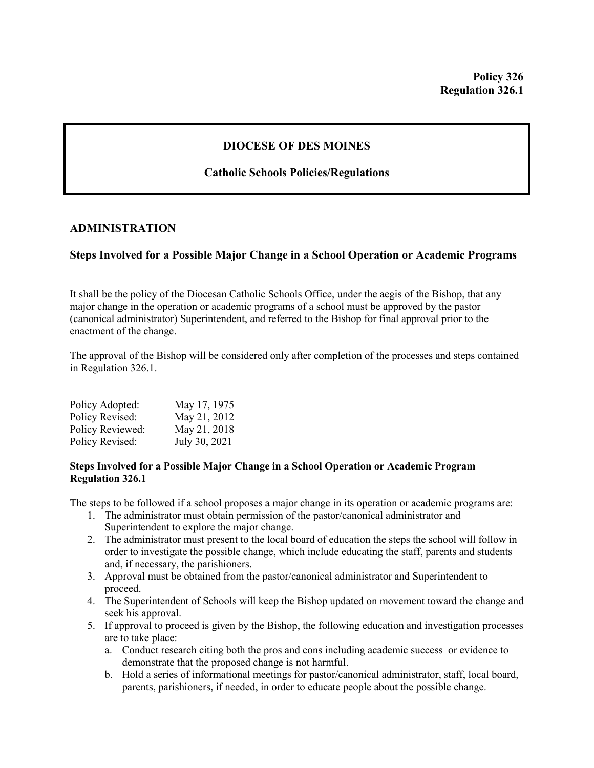**Policy 326**
**Regulation 326.1**

# DIOCESE OF DES MOINES

## Catholic Schools Policies/Regulations

## ADMINISTRATION

### Steps Involved for a Possible Major Change in a School Operation or Academic Programs

It shall be the policy of the Diocesan Catholic Schools Office, under the aegis of the Bishop, that any major change in the operation or academic programs of a school must be approved by the pastor (canonical administrator) Superintendent, and referred to the Bishop for final approval prior to the enactment of the change.

The approval of the Bishop will be considered only after completion of the processes and steps contained in Regulation 326.1.

| | |
|---|---|
| Policy Adopted: | May 17, 1975 |
| Policy Revised: | May 21, 2012 |
| Policy Reviewed: | May 21, 2018 |
| Policy Revised: | July 30, 2021 |

**Steps Involved for a Possible Major Change in a School Operation or Academic Program**
**Regulation 326.1**

The steps to be followed if a school proposes a major change in its operation or academic programs are:

1. The administrator must obtain permission of the pastor/canonical administrator and Superintendent to explore the major change.
2. The administrator must present to the local board of education the steps the school will follow in order to investigate the possible change, which include educating the staff, parents and students and, if necessary, the parishioners.
3. Approval must be obtained from the pastor/canonical administrator and Superintendent to proceed.
4. The Superintendent of Schools will keep the Bishop updated on movement toward the change and seek his approval.
5. If approval to proceed is given by the Bishop, the following education and investigation processes are to take place:
   a. Conduct research citing both the pros and cons including academic success or evidence to demonstrate that the proposed change is not harmful.
   b. Hold a series of informational meetings for pastor/canonical administrator, staff, local board, parents, parishioners, if needed, in order to educate people about the possible change.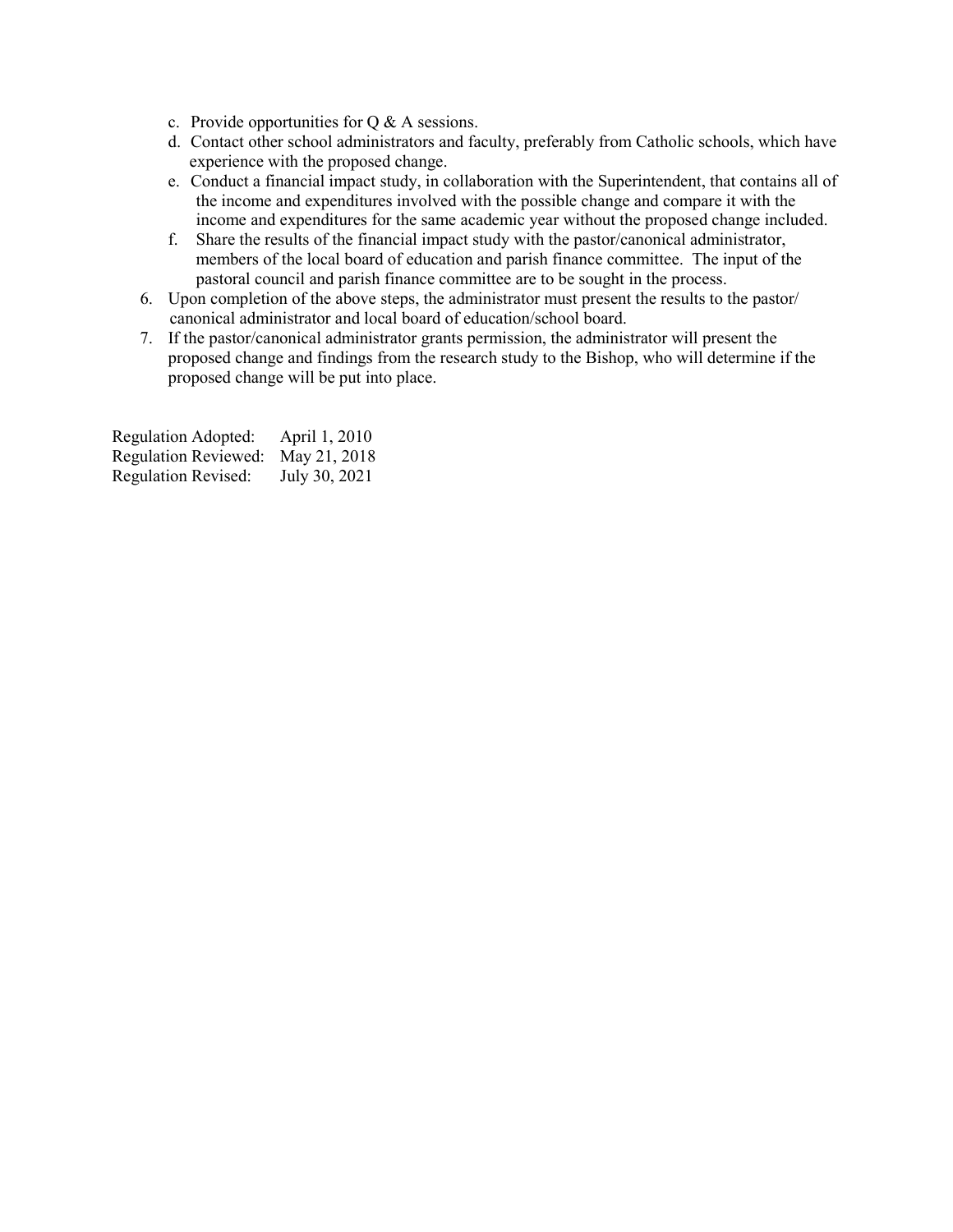c. Provide opportunities for Q & A sessions.
d. Contact other school administrators and faculty, preferably from Catholic schools, which have experience with the proposed change.
e. Conduct a financial impact study, in collaboration with the Superintendent, that contains all of the income and expenditures involved with the possible change and compare it with the income and expenditures for the same academic year without the proposed change included.
f. Share the results of the financial impact study with the pastor/canonical administrator, members of the local board of education and parish finance committee. The input of the pastoral council and parish finance committee are to be sought in the process.

6. Upon completion of the above steps, the administrator must present the results to the pastor/ canonical administrator and local board of education/school board.
7. If the pastor/canonical administrator grants permission, the administrator will present the proposed change and findings from the research study to the Bishop, who will determine if the proposed change will be put into place.

Regulation Adopted: April 1, 2010
Regulation Reviewed: May 21, 2018
Regulation Revised: July 30, 2021